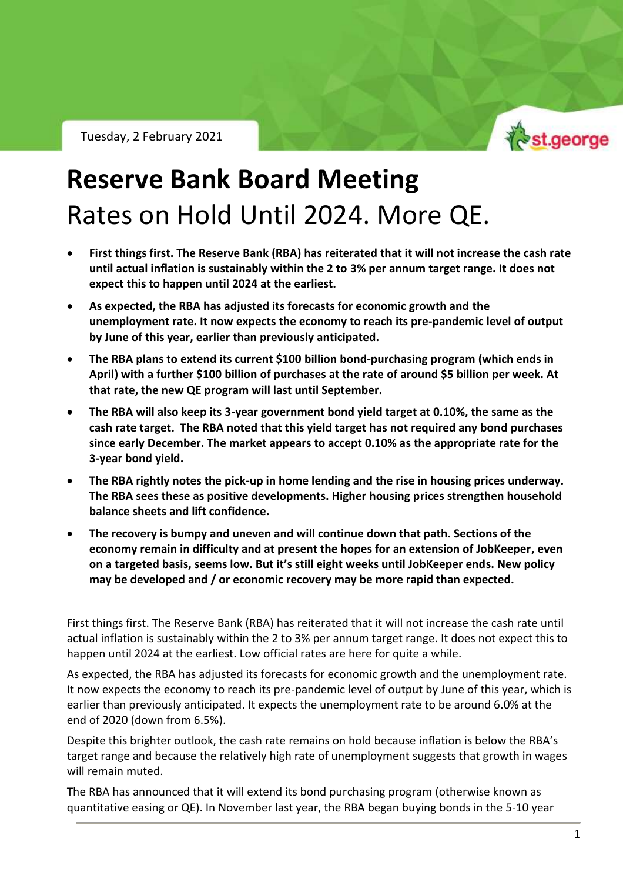Tuesday, 2 February 2021

# Reserve Bank Board Meeting

## Rates on Hold Until 2024. More QE.

- **First things first. The Reserve Bank (RBA) has reiterated that it will not increase the cash rate until actual inflation is sustainably within the 2 to 3% per annum target range. It does not expect this to happen until 2024 at the earliest.**
- **As expected, the RBA has adjusted its forecasts for economic growth and the unemployment rate. It now expects the economy to reach its pre-pandemic level of output by June of this year, earlier than previously anticipated.**
- **The RBA plans to extend its current $100 billion bond-purchasing program (which ends in April) with a further $100 billion of purchases at the rate of around $5 billion per week. At that rate, the new QE program will last until September.**
- **The RBA will also keep its 3-year government bond yield target at 0.10%, the same as the cash rate target. The RBA noted that this yield target has not required any bond purchases since early December. The market appears to accept 0.10% as the appropriate rate for the 3-year bond yield.**
- **The RBA rightly notes the pick-up in home lending and the rise in housing prices underway. The RBA sees these as positive developments. Higher housing prices strengthen household balance sheets and lift confidence.**
- **The recovery is bumpy and uneven and will continue down that path. Sections of the economy remain in difficulty and at present the hopes for an extension of JobKeeper, even on a targeted basis, seems low. But it's still eight weeks until JobKeeper ends. New policy may be developed and / or economic recovery may be more rapid than expected.**

First things first. The Reserve Bank (RBA) has reiterated that it will not increase the cash rate until actual inflation is sustainably within the 2 to 3% per annum target range. It does not expect this to happen until 2024 at the earliest. Low official rates are here for quite a while.

As expected, the RBA has adjusted its forecasts for economic growth and the unemployment rate. It now expects the economy to reach its pre-pandemic level of output by June of this year, which is earlier than previously anticipated. It expects the unemployment rate to be around 6.0% at the end of 2020 (down from 6.5%).

Despite this brighter outlook, the cash rate remains on hold because inflation is below the RBA's target range and because the relatively high rate of unemployment suggests that growth in wages will remain muted.

The RBA has announced that it will extend its bond purchasing program (otherwise known as quantitative easing or QE). In November last year, the RBA began buying bonds in the 5-10 year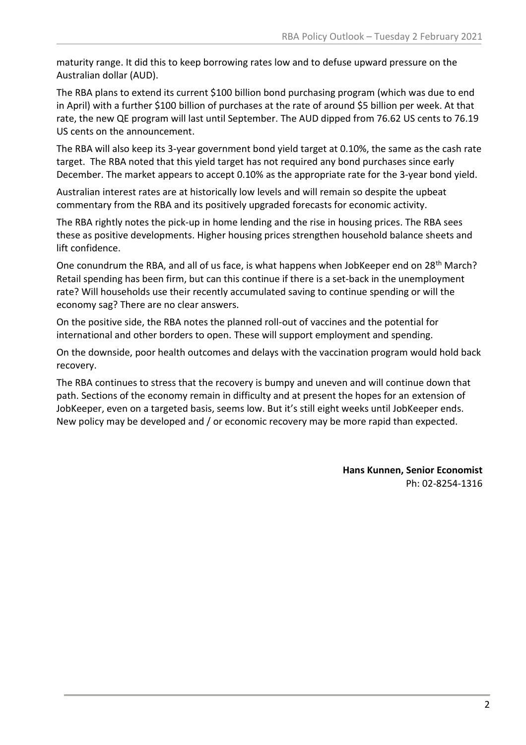maturity range. It did this to keep borrowing rates low and to defuse upward pressure on the Australian dollar (AUD).

The RBA plans to extend its current $100 billion bond purchasing program (which was due to end in April) with a further $100 billion of purchases at the rate of around $5 billion per week. At that rate, the new QE program will last until September. The AUD dipped from 76.62 US cents to 76.19 US cents on the announcement.

The RBA will also keep its 3-year government bond yield target at 0.10%, the same as the cash rate target. The RBA noted that this yield target has not required any bond purchases since early December. The market appears to accept 0.10% as the appropriate rate for the 3-year bond yield.

Australian interest rates are at historically low levels and will remain so despite the upbeat commentary from the RBA and its positively upgraded forecasts for economic activity.

The RBA rightly notes the pick-up in home lending and the rise in housing prices. The RBA sees these as positive developments. Higher housing prices strengthen household balance sheets and lift confidence.

One conundrum the RBA, and all of us face, is what happens when JobKeeper end on 28th March? Retail spending has been firm, but can this continue if there is a set-back in the unemployment rate? Will households use their recently accumulated saving to continue spending or will the economy sag? There are no clear answers.

On the positive side, the RBA notes the planned roll-out of vaccines and the potential for international and other borders to open. These will support employment and spending.

On the downside, poor health outcomes and delays with the vaccination program would hold back recovery.

The RBA continues to stress that the recovery is bumpy and uneven and will continue down that path. Sections of the economy remain in difficulty and at present the hopes for an extension of JobKeeper, even on a targeted basis, seems low. But it's still eight weeks until JobKeeper ends. New policy may be developed and / or economic recovery may be more rapid than expected.

**Hans Kunnen, Senior Economist**
Ph: 02-8254-1316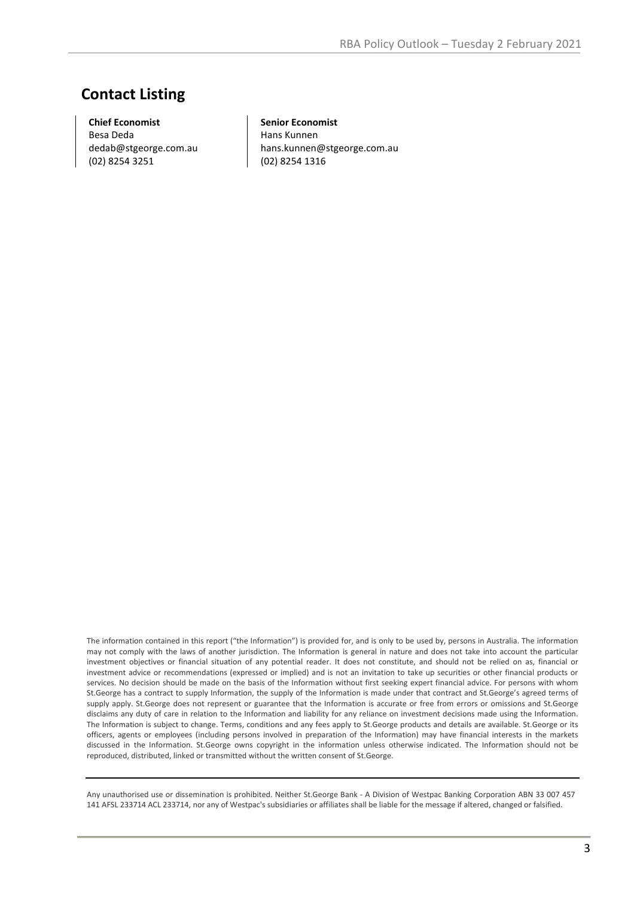## Contact Listing

**Chief Economist**
Besa Deda
dedab@stgeorge.com.au
(02) 8254 3251

**Senior Economist**
Hans Kunnen
hans.kunnen@stgeorge.com.au
(02) 8254 1316

The information contained in this report ("the Information") is provided for, and is only to be used by, persons in Australia. The information may not comply with the laws of another jurisdiction. The Information is general in nature and does not take into account the particular investment objectives or financial situation of any potential reader. It does not constitute, and should not be relied on as, financial or investment advice or recommendations (expressed or implied) and is not an invitation to take up securities or other financial products or services. No decision should be made on the basis of the Information without first seeking expert financial advice. For persons with whom St.George has a contract to supply Information, the supply of the Information is made under that contract and St.George's agreed terms of supply apply. St.George does not represent or guarantee that the Information is accurate or free from errors or omissions and St.George disclaims any duty of care in relation to the Information and liability for any reliance on investment decisions made using the Information. The Information is subject to change. Terms, conditions and any fees apply to St.George products and details are available. St.George or its officers, agents or employees (including persons involved in preparation of the Information) may have financial interests in the markets discussed in the Information. St.George owns copyright in the information unless otherwise indicated. The Information should not be reproduced, distributed, linked or transmitted without the written consent of St.George.

Any unauthorised use or dissemination is prohibited. Neither St.George Bank - A Division of Westpac Banking Corporation ABN 33 007 457 141 AFSL 233714 ACL 233714, nor any of Westpac's subsidiaries or affiliates shall be liable for the message if altered, changed or falsified.